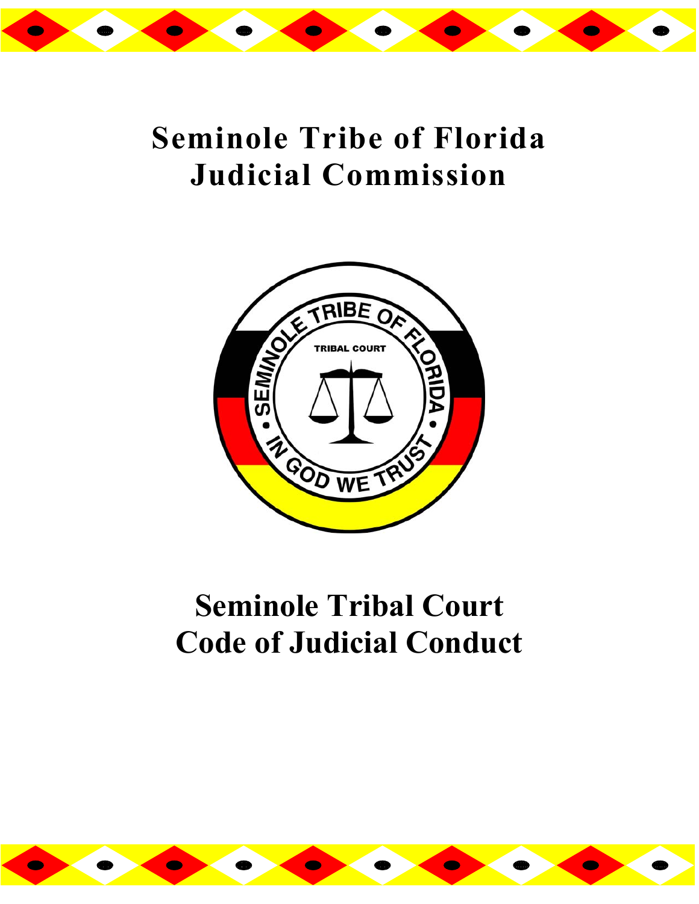# Seminole Tribe of Florida
# Judicial Commission

# Seminole Tribal Court
# Code of Judicial Conduct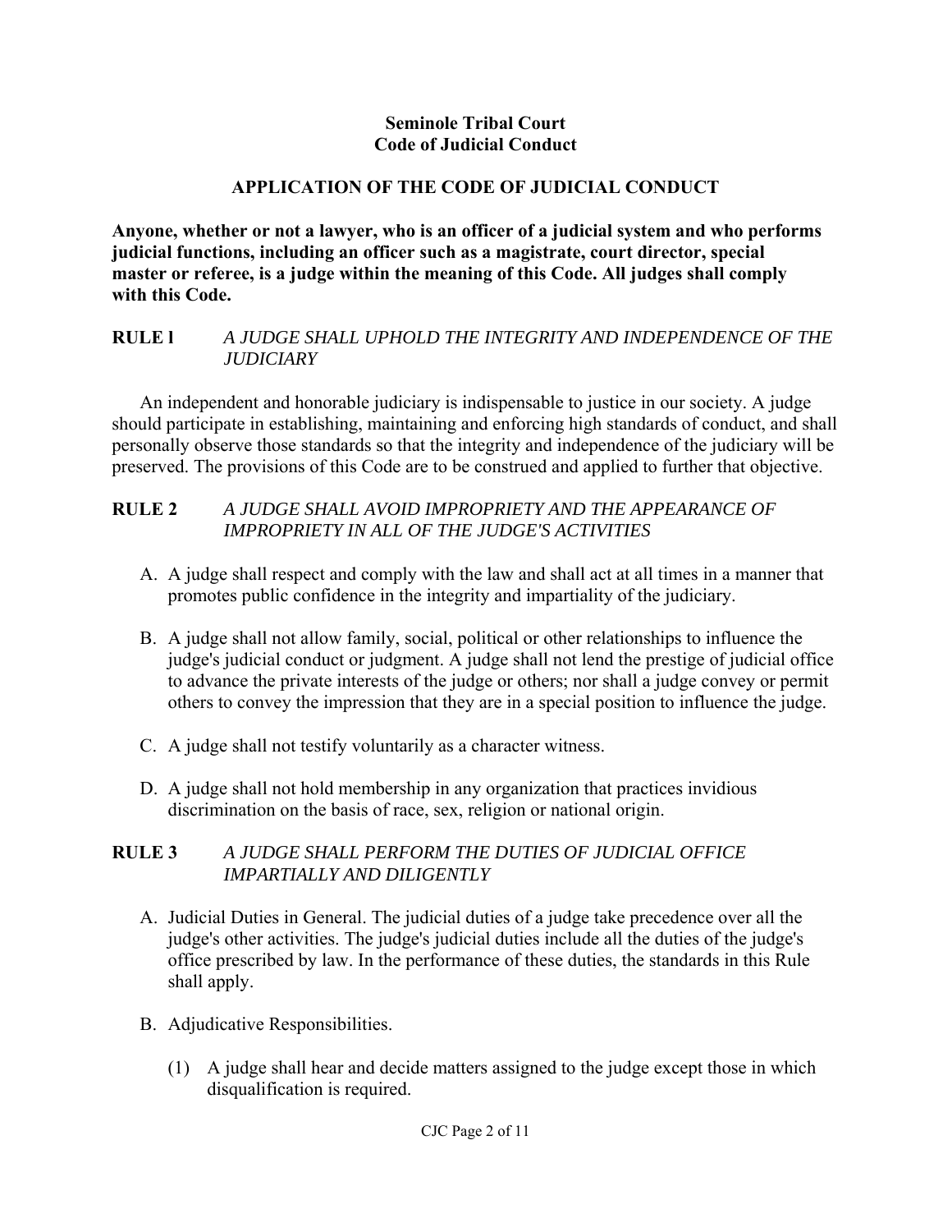**Seminole Tribal Court**
**Code of Judicial Conduct**

## APPLICATION OF THE CODE OF JUDICIAL CONDUCT

**Anyone, whether or not a lawyer, who is an officer of a judicial system and who performs judicial functions, including an officer such as a magistrate, court director, special master or referee, is a judge within the meaning of this Code. All judges shall comply with this Code.**

### RULE l *A JUDGE SHALL UPHOLD THE INTEGRITY AND INDEPENDENCE OF THE JUDICIARY*

An independent and honorable judiciary is indispensable to justice in our society. A judge should participate in establishing, maintaining and enforcing high standards of conduct, and shall personally observe those standards so that the integrity and independence of the judiciary will be preserved. The provisions of this Code are to be construed and applied to further that objective.

### RULE 2 *A JUDGE SHALL AVOID IMPROPRIETY AND THE APPEARANCE OF IMPROPRIETY IN ALL OF THE JUDGE'S ACTIVITIES*

A. A judge shall respect and comply with the law and shall act at all times in a manner that promotes public confidence in the integrity and impartiality of the judiciary.

B. A judge shall not allow family, social, political or other relationships to influence the judge's judicial conduct or judgment. A judge shall not lend the prestige of judicial office to advance the private interests of the judge or others; nor shall a judge convey or permit others to convey the impression that they are in a special position to influence the judge.

C. A judge shall not testify voluntarily as a character witness.

D. A judge shall not hold membership in any organization that practices invidious discrimination on the basis of race, sex, religion or national origin.

### RULE 3 *A JUDGE SHALL PERFORM THE DUTIES OF JUDICIAL OFFICE IMPARTIALLY AND DILIGENTLY*

A. Judicial Duties in General. The judicial duties of a judge take precedence over all the judge's other activities. The judge's judicial duties include all the duties of the judge's office prescribed by law. In the performance of these duties, the standards in this Rule shall apply.

B. Adjudicative Responsibilities.

   (1) A judge shall hear and decide matters assigned to the judge except those in which disqualification is required.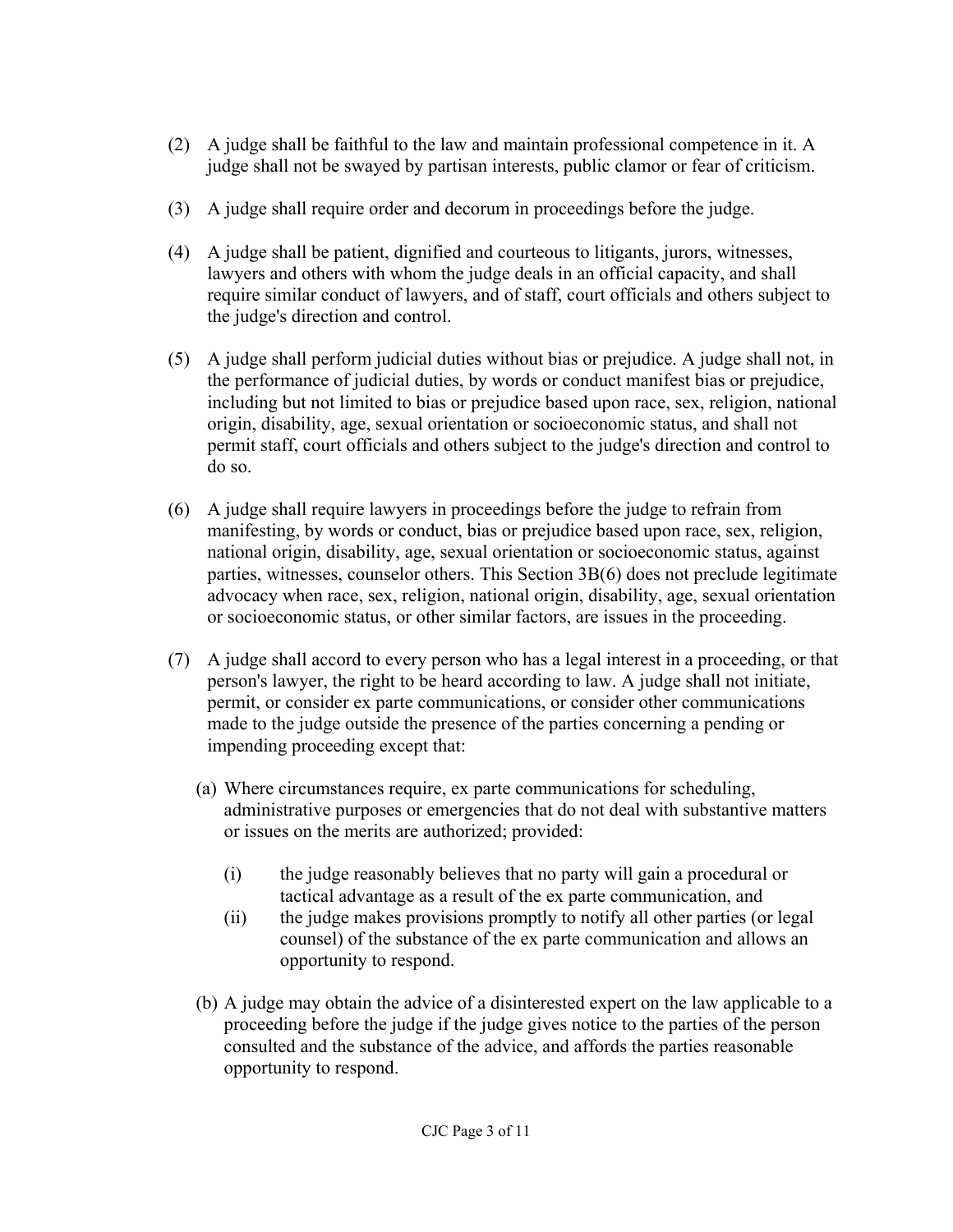(2) A judge shall be faithful to the law and maintain professional competence in it. A judge shall not be swayed by partisan interests, public clamor or fear of criticism.

(3) A judge shall require order and decorum in proceedings before the judge.

(4) A judge shall be patient, dignified and courteous to litigants, jurors, witnesses, lawyers and others with whom the judge deals in an official capacity, and shall require similar conduct of lawyers, and of staff, court officials and others subject to the judge's direction and control.

(5) A judge shall perform judicial duties without bias or prejudice. A judge shall not, in the performance of judicial duties, by words or conduct manifest bias or prejudice, including but not limited to bias or prejudice based upon race, sex, religion, national origin, disability, age, sexual orientation or socioeconomic status, and shall not permit staff, court officials and others subject to the judge's direction and control to do so.

(6) A judge shall require lawyers in proceedings before the judge to refrain from manifesting, by words or conduct, bias or prejudice based upon race, sex, religion, national origin, disability, age, sexual orientation or socioeconomic status, against parties, witnesses, counselor others. This Section 3B(6) does not preclude legitimate advocacy when race, sex, religion, national origin, disability, age, sexual orientation or socioeconomic status, or other similar factors, are issues in the proceeding.

(7) A judge shall accord to every person who has a legal interest in a proceeding, or that person's lawyer, the right to be heard according to law. A judge shall not initiate, permit, or consider ex parte communications, or consider other communications made to the judge outside the presence of the parties concerning a pending or impending proceeding except that:

   (a) Where circumstances require, ex parte communications for scheduling, administrative purposes or emergencies that do not deal with substantive matters or issues on the merits are authorized; provided:

      (i) the judge reasonably believes that no party will gain a procedural or tactical advantage as a result of the ex parte communication, and

      (ii) the judge makes provisions promptly to notify all other parties (or legal counsel) of the substance of the ex parte communication and allows an opportunity to respond.

   (b) A judge may obtain the advice of a disinterested expert on the law applicable to a proceeding before the judge if the judge gives notice to the parties of the person consulted and the substance of the advice, and affords the parties reasonable opportunity to respond.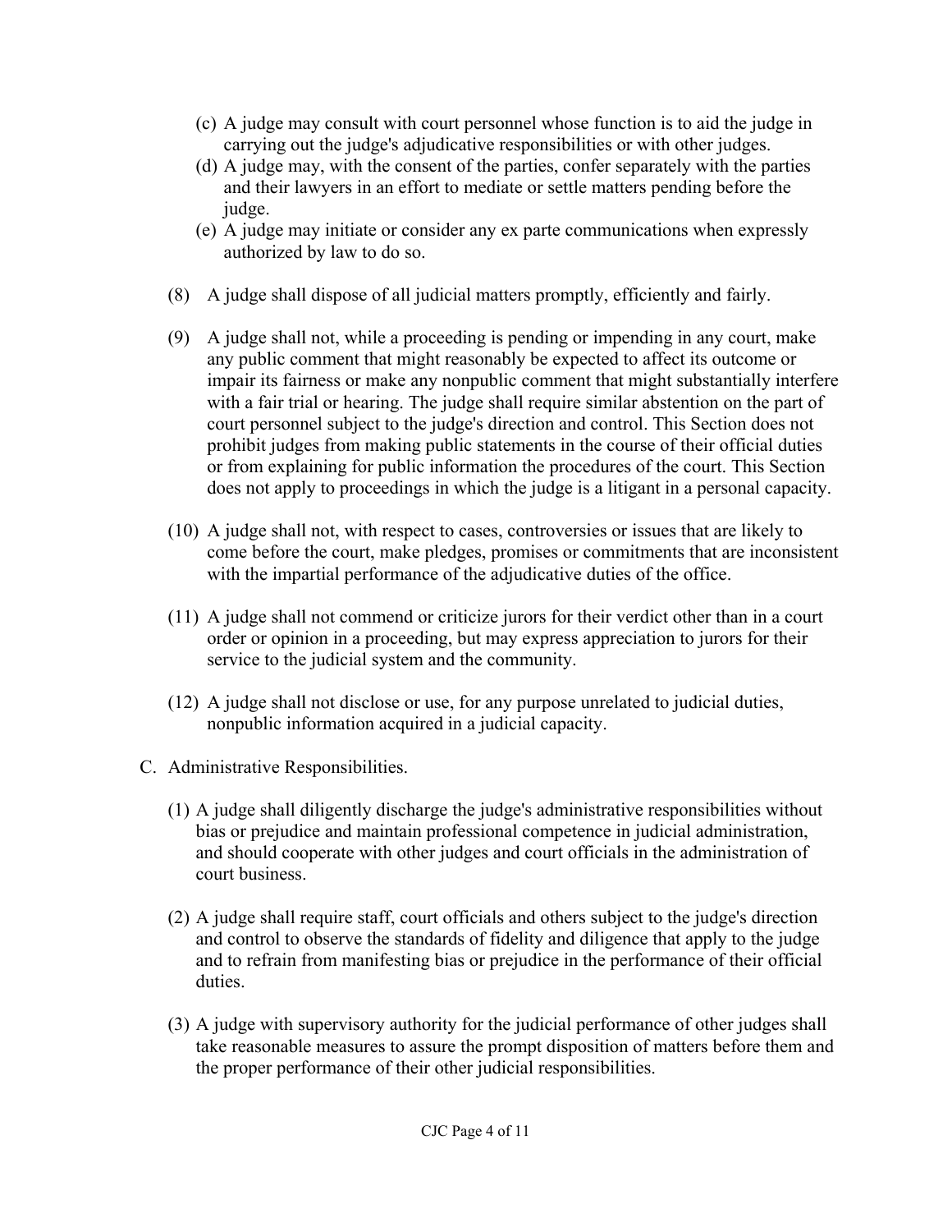(c) A judge may consult with court personnel whose function is to aid the judge in carrying out the judge's adjudicative responsibilities or with other judges.

(d) A judge may, with the consent of the parties, confer separately with the parties and their lawyers in an effort to mediate or settle matters pending before the judge.

(e) A judge may initiate or consider any ex parte communications when expressly authorized by law to do so.

(8) A judge shall dispose of all judicial matters promptly, efficiently and fairly.

(9) A judge shall not, while a proceeding is pending or impending in any court, make any public comment that might reasonably be expected to affect its outcome or impair its fairness or make any nonpublic comment that might substantially interfere with a fair trial or hearing. The judge shall require similar abstention on the part of court personnel subject to the judge's direction and control. This Section does not prohibit judges from making public statements in the course of their official duties or from explaining for public information the procedures of the court. This Section does not apply to proceedings in which the judge is a litigant in a personal capacity.

(10) A judge shall not, with respect to cases, controversies or issues that are likely to come before the court, make pledges, promises or commitments that are inconsistent with the impartial performance of the adjudicative duties of the office.

(11) A judge shall not commend or criticize jurors for their verdict other than in a court order or opinion in a proceeding, but may express appreciation to jurors for their service to the judicial system and the community.

(12) A judge shall not disclose or use, for any purpose unrelated to judicial duties, nonpublic information acquired in a judicial capacity.

C. Administrative Responsibilities.

(1) A judge shall diligently discharge the judge's administrative responsibilities without bias or prejudice and maintain professional competence in judicial administration, and should cooperate with other judges and court officials in the administration of court business.

(2) A judge shall require staff, court officials and others subject to the judge's direction and control to observe the standards of fidelity and diligence that apply to the judge and to refrain from manifesting bias or prejudice in the performance of their official duties.

(3) A judge with supervisory authority for the judicial performance of other judges shall take reasonable measures to assure the prompt disposition of matters before them and the proper performance of their other judicial responsibilities.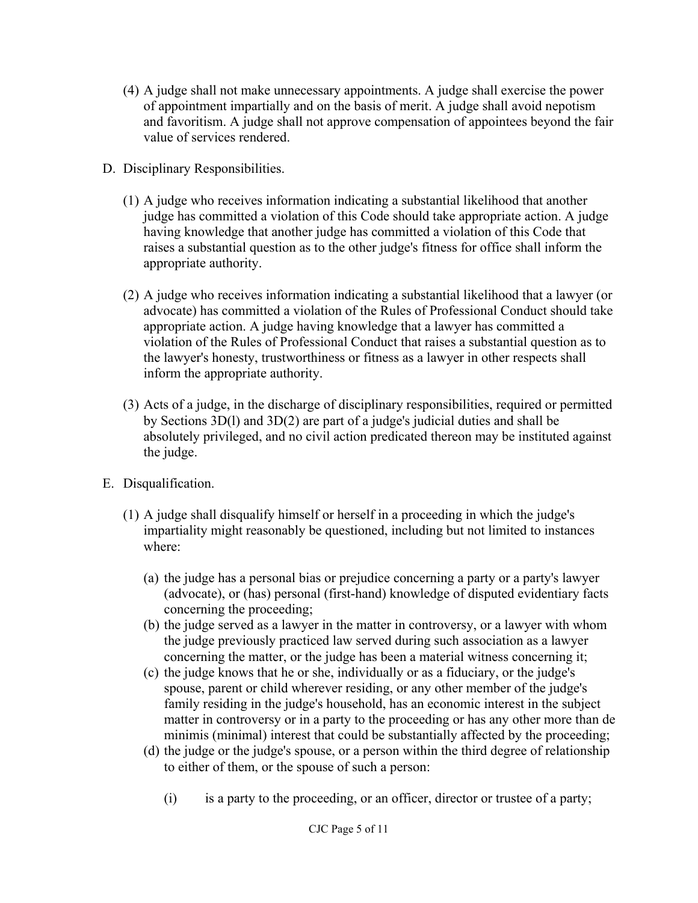(4) A judge shall not make unnecessary appointments. A judge shall exercise the power of appointment impartially and on the basis of merit. A judge shall avoid nepotism and favoritism. A judge shall not approve compensation of appointees beyond the fair value of services rendered.

D. Disciplinary Responsibilities.

(1) A judge who receives information indicating a substantial likelihood that another judge has committed a violation of this Code should take appropriate action. A judge having knowledge that another judge has committed a violation of this Code that raises a substantial question as to the other judge's fitness for office shall inform the appropriate authority.

(2) A judge who receives information indicating a substantial likelihood that a lawyer (or advocate) has committed a violation of the Rules of Professional Conduct should take appropriate action. A judge having knowledge that a lawyer has committed a violation of the Rules of Professional Conduct that raises a substantial question as to the lawyer's honesty, trustworthiness or fitness as a lawyer in other respects shall inform the appropriate authority.

(3) Acts of a judge, in the discharge of disciplinary responsibilities, required or permitted by Sections 3D(l) and 3D(2) are part of a judge's judicial duties and shall be absolutely privileged, and no civil action predicated thereon may be instituted against the judge.

E. Disqualification.

(1) A judge shall disqualify himself or herself in a proceeding in which the judge's impartiality might reasonably be questioned, including but not limited to instances where:

(a) the judge has a personal bias or prejudice concerning a party or a party's lawyer (advocate), or (has) personal (first-hand) knowledge of disputed evidentiary facts concerning the proceeding;

(b) the judge served as a lawyer in the matter in controversy, or a lawyer with whom the judge previously practiced law served during such association as a lawyer concerning the matter, or the judge has been a material witness concerning it;

(c) the judge knows that he or she, individually or as a fiduciary, or the judge's spouse, parent or child wherever residing, or any other member of the judge's family residing in the judge's household, has an economic interest in the subject matter in controversy or in a party to the proceeding or has any other more than de minimis (minimal) interest that could be substantially affected by the proceeding;

(d) the judge or the judge's spouse, or a person within the third degree of relationship to either of them, or the spouse of such a person:

(i) is a party to the proceeding, or an officer, director or trustee of a party;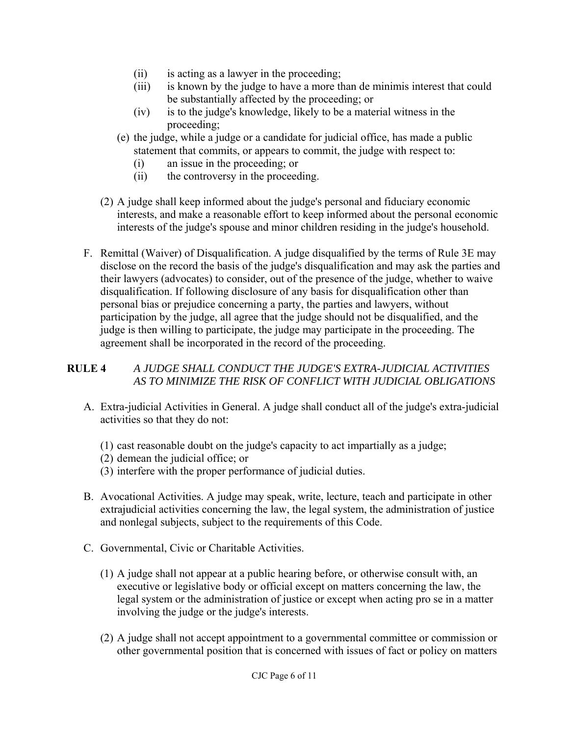(ii) is acting as a lawyer in the proceeding;
(iii) is known by the judge to have a more than de minimis interest that could be substantially affected by the proceeding; or
(iv) is to the judge's knowledge, likely to be a material witness in the proceeding;

(e) the judge, while a judge or a candidate for judicial office, has made a public statement that commits, or appears to commit, the judge with respect to:
(i) an issue in the proceeding; or
(ii) the controversy in the proceeding.

(2) A judge shall keep informed about the judge's personal and fiduciary economic interests, and make a reasonable effort to keep informed about the personal economic interests of the judge's spouse and minor children residing in the judge's household.

F. Remittal (Waiver) of Disqualification. A judge disqualified by the terms of Rule 3E may disclose on the record the basis of the judge's disqualification and may ask the parties and their lawyers (advocates) to consider, out of the presence of the judge, whether to waive disqualification. If following disclosure of any basis for disqualification other than personal bias or prejudice concerning a party, the parties and lawyers, without participation by the judge, all agree that the judge should not be disqualified, and the judge is then willing to participate, the judge may participate in the proceeding. The agreement shall be incorporated in the record of the proceeding.

## RULE 4 *A JUDGE SHALL CONDUCT THE JUDGE'S EXTRA-JUDICIAL ACTIVITIES AS TO MINIMIZE THE RISK OF CONFLICT WITH JUDICIAL OBLIGATIONS*

A. Extra-judicial Activities in General. A judge shall conduct all of the judge's extra-judicial activities so that they do not:

(1) cast reasonable doubt on the judge's capacity to act impartially as a judge;
(2) demean the judicial office; or
(3) interfere with the proper performance of judicial duties.

B. Avocational Activities. A judge may speak, write, lecture, teach and participate in other extrajudicial activities concerning the law, the legal system, the administration of justice and nonlegal subjects, subject to the requirements of this Code.

C. Governmental, Civic or Charitable Activities.

(1) A judge shall not appear at a public hearing before, or otherwise consult with, an executive or legislative body or official except on matters concerning the law, the legal system or the administration of justice or except when acting pro se in a matter involving the judge or the judge's interests.

(2) A judge shall not accept appointment to a governmental committee or commission or other governmental position that is concerned with issues of fact or policy on matters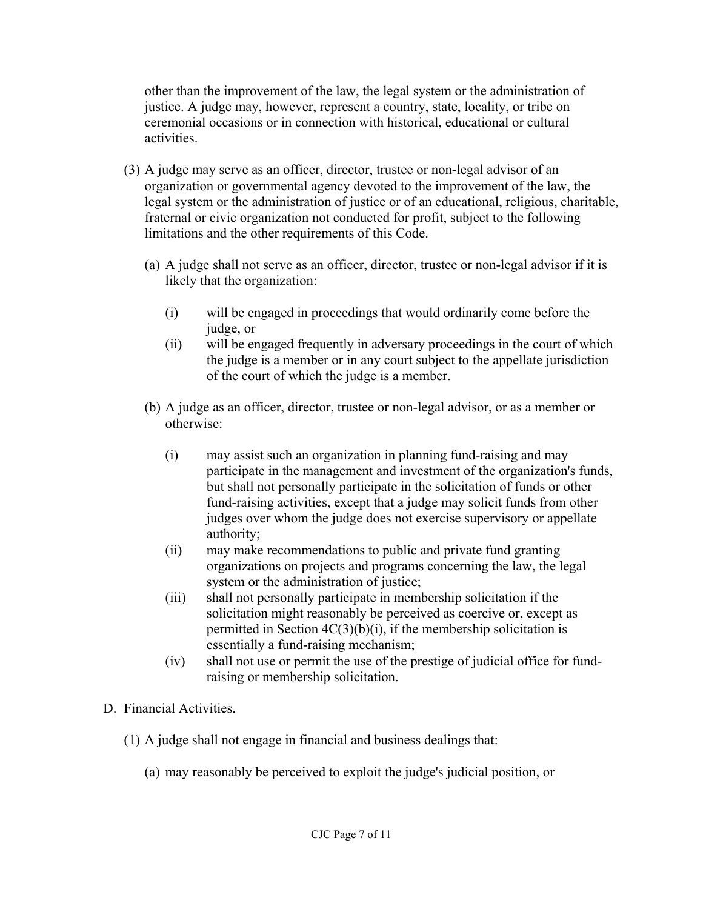other than the improvement of the law, the legal system or the administration of justice. A judge may, however, represent a country, state, locality, or tribe on ceremonial occasions or in connection with historical, educational or cultural activities.

(3) A judge may serve as an officer, director, trustee or non-legal advisor of an organization or governmental agency devoted to the improvement of the law, the legal system or the administration of justice or of an educational, religious, charitable, fraternal or civic organization not conducted for profit, subject to the following limitations and the other requirements of this Code.

  (a) A judge shall not serve as an officer, director, trustee or non-legal advisor if it is likely that the organization:

    (i) will be engaged in proceedings that would ordinarily come before the judge, or

    (ii) will be engaged frequently in adversary proceedings in the court of which the judge is a member or in any court subject to the appellate jurisdiction of the court of which the judge is a member.

  (b) A judge as an officer, director, trustee or non-legal advisor, or as a member or otherwise:

    (i) may assist such an organization in planning fund-raising and may participate in the management and investment of the organization's funds, but shall not personally participate in the solicitation of funds or other fund-raising activities, except that a judge may solicit funds from other judges over whom the judge does not exercise supervisory or appellate authority;

    (ii) may make recommendations to public and private fund granting organizations on projects and programs concerning the law, the legal system or the administration of justice;

    (iii) shall not personally participate in membership solicitation if the solicitation might reasonably be perceived as coercive or, except as permitted in Section 4C(3)(b)(i), if the membership solicitation is essentially a fund-raising mechanism;

    (iv) shall not use or permit the use of the prestige of judicial office for fund-raising or membership solicitation.

D. Financial Activities.

(1) A judge shall not engage in financial and business dealings that:

  (a) may reasonably be perceived to exploit the judge's judicial position, or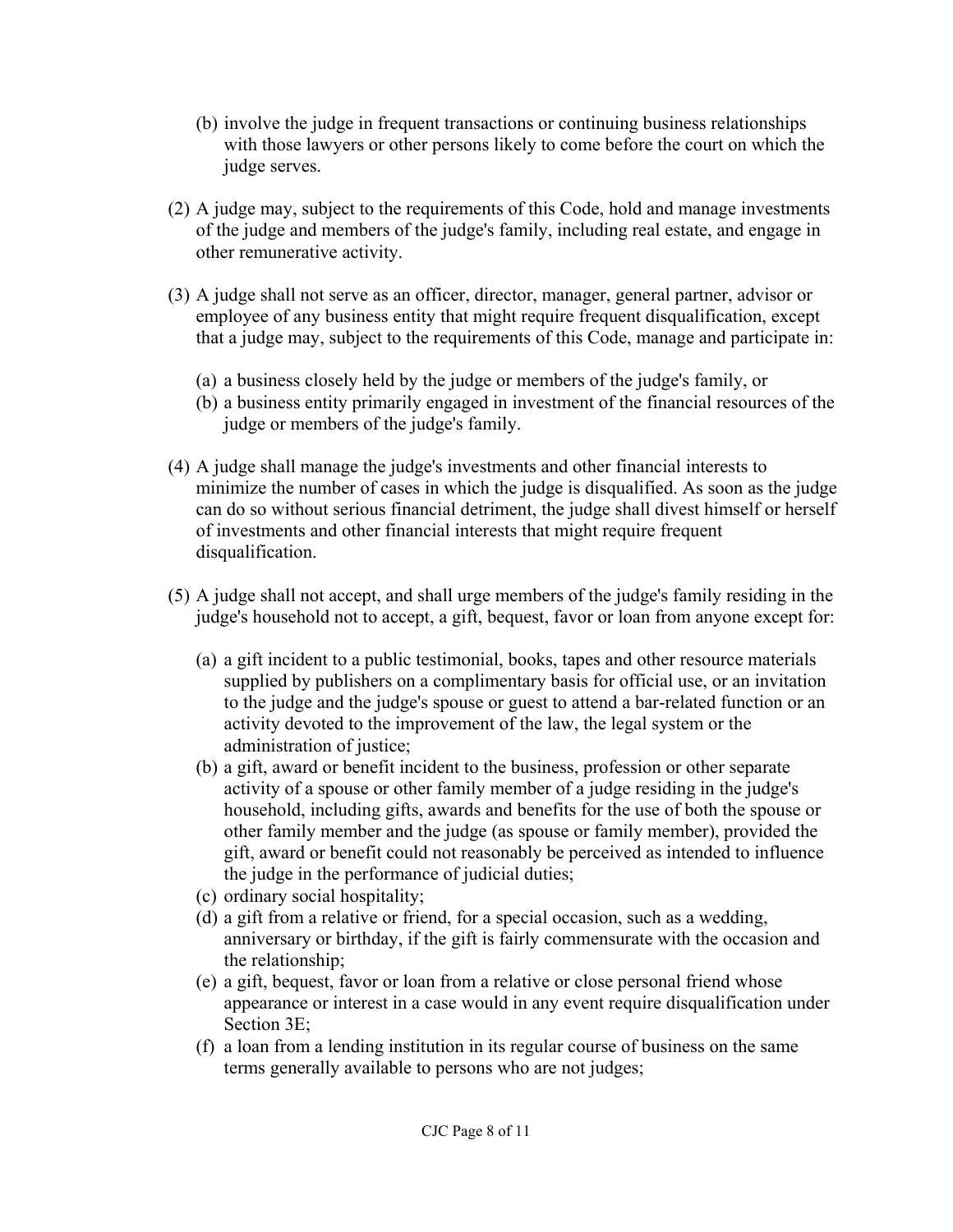(b) involve the judge in frequent transactions or continuing business relationships with those lawyers or other persons likely to come before the court on which the judge serves.

(2) A judge may, subject to the requirements of this Code, hold and manage investments of the judge and members of the judge's family, including real estate, and engage in other remunerative activity.

(3) A judge shall not serve as an officer, director, manager, general partner, advisor or employee of any business entity that might require frequent disqualification, except that a judge may, subject to the requirements of this Code, manage and participate in:

(a) a business closely held by the judge or members of the judge's family, or
(b) a business entity primarily engaged in investment of the financial resources of the judge or members of the judge's family.

(4) A judge shall manage the judge's investments and other financial interests to minimize the number of cases in which the judge is disqualified. As soon as the judge can do so without serious financial detriment, the judge shall divest himself or herself of investments and other financial interests that might require frequent disqualification.

(5) A judge shall not accept, and shall urge members of the judge's family residing in the judge's household not to accept, a gift, bequest, favor or loan from anyone except for:

(a) a gift incident to a public testimonial, books, tapes and other resource materials supplied by publishers on a complimentary basis for official use, or an invitation to the judge and the judge's spouse or guest to attend a bar-related function or an activity devoted to the improvement of the law, the legal system or the administration of justice;
(b) a gift, award or benefit incident to the business, profession or other separate activity of a spouse or other family member of a judge residing in the judge's household, including gifts, awards and benefits for the use of both the spouse or other family member and the judge (as spouse or family member), provided the gift, award or benefit could not reasonably be perceived as intended to influence the judge in the performance of judicial duties;
(c) ordinary social hospitality;
(d) a gift from a relative or friend, for a special occasion, such as a wedding, anniversary or birthday, if the gift is fairly commensurate with the occasion and the relationship;
(e) a gift, bequest, favor or loan from a relative or close personal friend whose appearance or interest in a case would in any event require disqualification under Section 3E;
(f) a loan from a lending institution in its regular course of business on the same terms generally available to persons who are not judges;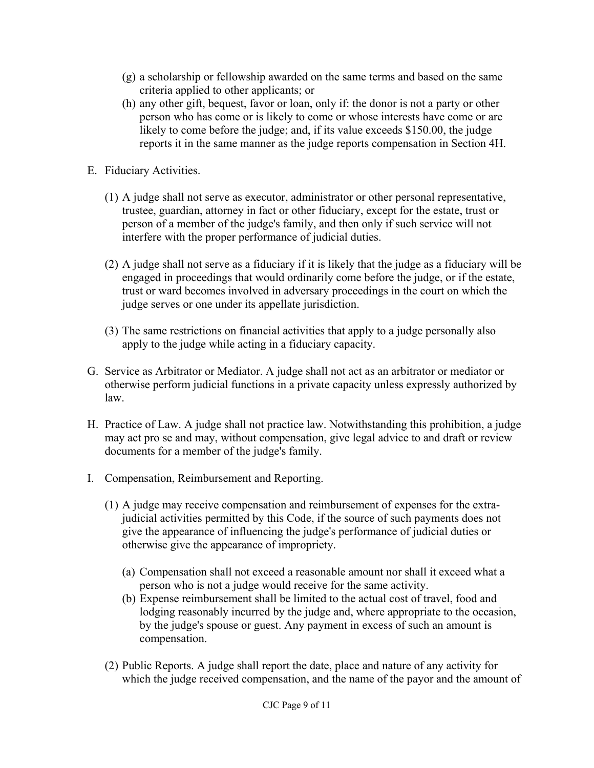(g) a scholarship or fellowship awarded on the same terms and based on the same criteria applied to other applicants; or

(h) any other gift, bequest, favor or loan, only if: the donor is not a party or other person who has come or is likely to come or whose interests have come or are likely to come before the judge; and, if its value exceeds $150.00, the judge reports it in the same manner as the judge reports compensation in Section 4H.

E. Fiduciary Activities.

(1) A judge shall not serve as executor, administrator or other personal representative, trustee, guardian, attorney in fact or other fiduciary, except for the estate, trust or person of a member of the judge's family, and then only if such service will not interfere with the proper performance of judicial duties.

(2) A judge shall not serve as a fiduciary if it is likely that the judge as a fiduciary will be engaged in proceedings that would ordinarily come before the judge, or if the estate, trust or ward becomes involved in adversary proceedings in the court on which the judge serves or one under its appellate jurisdiction.

(3) The same restrictions on financial activities that apply to a judge personally also apply to the judge while acting in a fiduciary capacity.

G. Service as Arbitrator or Mediator. A judge shall not act as an arbitrator or mediator or otherwise perform judicial functions in a private capacity unless expressly authorized by law.

H. Practice of Law. A judge shall not practice law. Notwithstanding this prohibition, a judge may act pro se and may, without compensation, give legal advice to and draft or review documents for a member of the judge's family.

I. Compensation, Reimbursement and Reporting.

(1) A judge may receive compensation and reimbursement of expenses for the extra-judicial activities permitted by this Code, if the source of such payments does not give the appearance of influencing the judge's performance of judicial duties or otherwise give the appearance of impropriety.

(a) Compensation shall not exceed a reasonable amount nor shall it exceed what a person who is not a judge would receive for the same activity.

(b) Expense reimbursement shall be limited to the actual cost of travel, food and lodging reasonably incurred by the judge and, where appropriate to the occasion, by the judge's spouse or guest. Any payment in excess of such an amount is compensation.

(2) Public Reports. A judge shall report the date, place and nature of any activity for which the judge received compensation, and the name of the payor and the amount of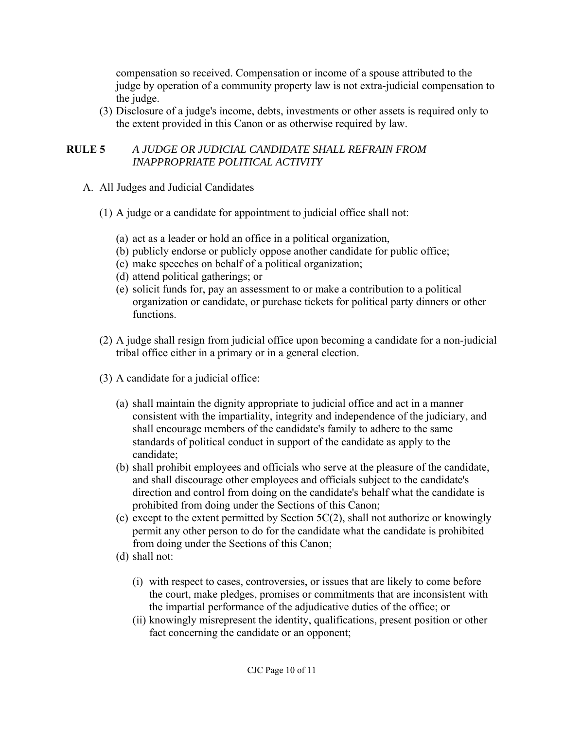compensation so received. Compensation or income of a spouse attributed to the judge by operation of a community property law is not extra-judicial compensation to the judge.

(3) Disclosure of a judge's income, debts, investments or other assets is required only to the extent provided in this Canon or as otherwise required by law.

## RULE 5 *A JUDGE OR JUDICIAL CANDIDATE SHALL REFRAIN FROM INAPPROPRIATE POLITICAL ACTIVITY*

A. All Judges and Judicial Candidates

(1) A judge or a candidate for appointment to judicial office shall not:

(a) act as a leader or hold an office in a political organization,
(b) publicly endorse or publicly oppose another candidate for public office;
(c) make speeches on behalf of a political organization;
(d) attend political gatherings; or
(e) solicit funds for, pay an assessment to or make a contribution to a political organization or candidate, or purchase tickets for political party dinners or other functions.

(2) A judge shall resign from judicial office upon becoming a candidate for a non-judicial tribal office either in a primary or in a general election.

(3) A candidate for a judicial office:

(a) shall maintain the dignity appropriate to judicial office and act in a manner consistent with the impartiality, integrity and independence of the judiciary, and shall encourage members of the candidate's family to adhere to the same standards of political conduct in support of the candidate as apply to the candidate;
(b) shall prohibit employees and officials who serve at the pleasure of the candidate, and shall discourage other employees and officials subject to the candidate's direction and control from doing on the candidate's behalf what the candidate is prohibited from doing under the Sections of this Canon;
(c) except to the extent permitted by Section 5C(2), shall not authorize or knowingly permit any other person to do for the candidate what the candidate is prohibited from doing under the Sections of this Canon;
(d) shall not:

(i) with respect to cases, controversies, or issues that are likely to come before the court, make pledges, promises or commitments that are inconsistent with the impartial performance of the adjudicative duties of the office; or
(ii) knowingly misrepresent the identity, qualifications, present position or other fact concerning the candidate or an opponent;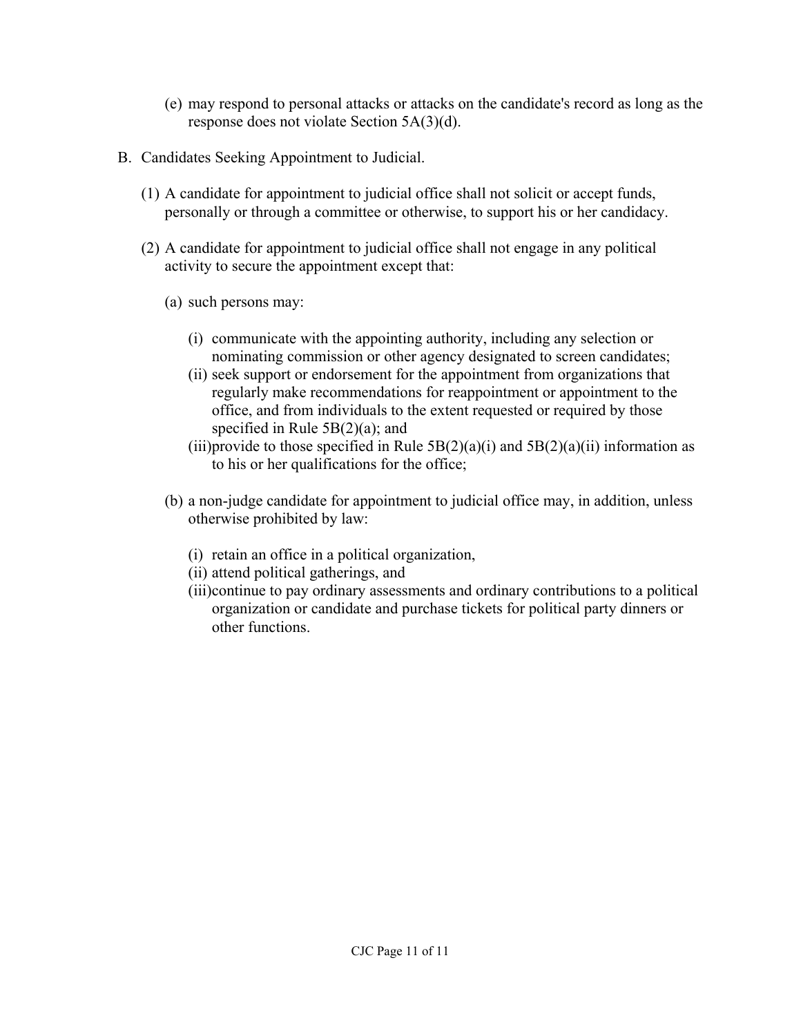(e) may respond to personal attacks or attacks on the candidate's record as long as the response does not violate Section 5A(3)(d).

B. Candidates Seeking Appointment to Judicial.

(1) A candidate for appointment to judicial office shall not solicit or accept funds, personally or through a committee or otherwise, to support his or her candidacy.

(2) A candidate for appointment to judicial office shall not engage in any political activity to secure the appointment except that:

(a) such persons may:

(i) communicate with the appointing authority, including any selection or nominating commission or other agency designated to screen candidates;
(ii) seek support or endorsement for the appointment from organizations that regularly make recommendations for reappointment or appointment to the office, and from individuals to the extent requested or required by those specified in Rule 5B(2)(a); and
(iii) provide to those specified in Rule 5B(2)(a)(i) and 5B(2)(a)(ii) information as to his or her qualifications for the office;

(b) a non-judge candidate for appointment to judicial office may, in addition, unless otherwise prohibited by law:

(i) retain an office in a political organization,
(ii) attend political gatherings, and
(iii) continue to pay ordinary assessments and ordinary contributions to a political organization or candidate and purchase tickets for political party dinners or other functions.